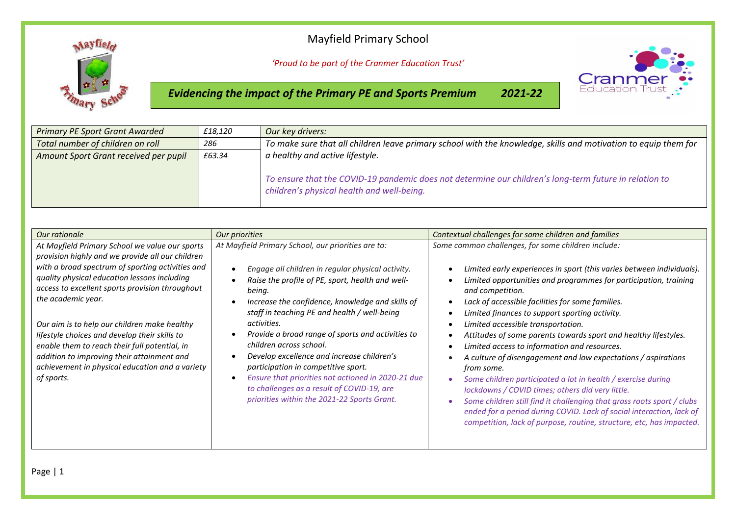# Mayfield Primary School

*'Proud to be part of the Cranmer Education Trust'*

## *Evidencing the impact of the Primary PE and Sports Premium 2021-22*

| *Primary PE Sport Grant Awarded* | *£18,120* | *Our key drivers:* |
|---|---|---|
| *Total number of children on roll* | *286* | *To make sure that all children leave primary school with the knowledge, skills and motivation to equip them for a healthy and active lifestyle.*<br><br>*To ensure that the COVID-19 pandemic does not determine our children's long-term future in relation to children's physical health and well-being.* |
| *Amount Sport Grant received per pupil* | *£63.34* | |

| *Our rationale* | *Our priorities* | *Contextual challenges for some children and families* |
|---|---|---|
| *At Mayfield Primary School we value our sports provision highly and we provide all our children with a broad spectrum of sporting activities and quality physical education lessons including access to excellent sports provision throughout the academic year.*<br><br>*Our aim is to help our children make healthy lifestyle choices and develop their skills to enable them to reach their full potential, in addition to improving their attainment and achievement in physical education and a variety of sports.* | *At Mayfield Primary School, our priorities are to:*<br><br>• *Engage all children in regular physical activity.*<br>• *Raise the profile of PE, sport, health and well-being.*<br>• *Increase the confidence, knowledge and skills of staff in teaching PE and health / well-being activities.*<br>• *Provide a broad range of sports and activities to children across school.*<br>• *Develop excellence and increase children's participation in competitive sport.*<br>• *Ensure that priorities not actioned in 2020-21 due to challenges as a result of COVID-19, are priorities within the 2021-22 Sports Grant.* | *Some common challenges, for some children include:*<br><br>• *Limited early experiences in sport (this varies between individuals).*<br>• *Limited opportunities and programmes for participation, training and competition.*<br>• *Lack of accessible facilities for some families.*<br>• *Limited finances to support sporting activity.*<br>• *Limited accessible transportation.*<br>• *Attitudes of some parents towards sport and healthy lifestyles.*<br>• *Limited access to information and resources.*<br>• *A culture of disengagement and low expectations / aspirations from some.*<br>• *Some children participated a lot in health / exercise during lockdowns / COVID times; others did very little.*<br>• *Some children still find it challenging that grass roots sport / clubs ended for a period during COVID. Lack of social interaction, lack of competition, lack of purpose, routine, structure, etc, has impacted.* |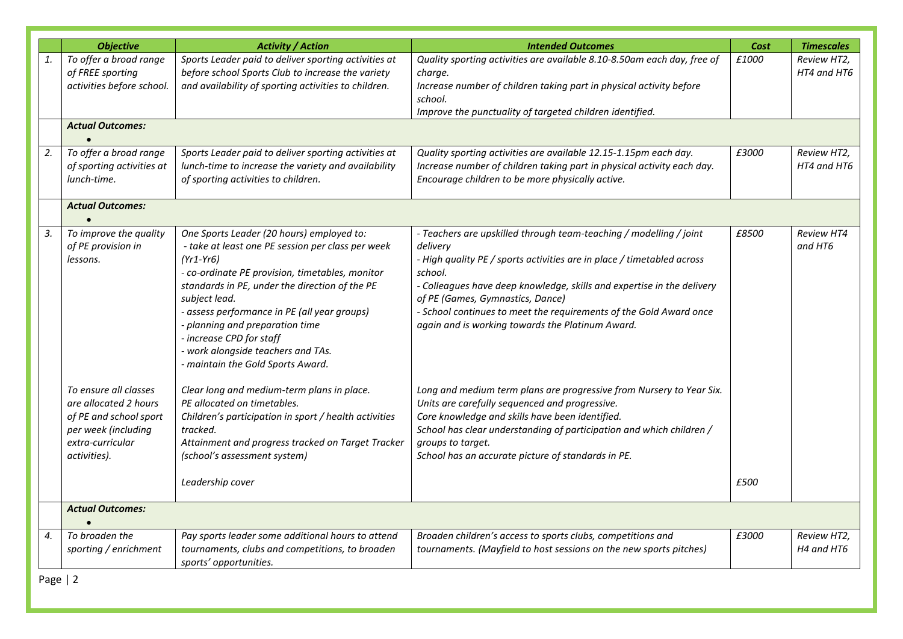| | *Objective* | *Activity / Action* | *Intended Outcomes* | *Cost* | *Timescales* |
|---|---|---|---|---|---|
| *1.* | *To offer a broad range of FREE sporting activities before school.* | *Sports Leader paid to deliver sporting activities at before school Sports Club to increase the variety and availability of sporting activities to children.* | *Quality sporting activities are available 8.10-8.50am each day, free of charge.*<br>*Increase number of children taking part in physical activity before school.*<br>*Improve the punctuality of targeted children identified.* | *£1000* | *Review HT2, HT4 and HT6* |
| | ***Actual Outcomes:***<br>• | | | | |
| *2.* | *To offer a broad range of sporting activities at lunch-time.* | *Sports Leader paid to deliver sporting activities at lunch-time to increase the variety and availability of sporting activities to children.* | *Quality sporting activities are available 12.15-1.15pm each day.*<br>*Increase number of children taking part in physical activity each day.*<br>*Encourage children to be more physically active.* | *£3000* | *Review HT2, HT4 and HT6* |
| | ***Actual Outcomes:***<br>• | | | | |
| *3.* | *To improve the quality of PE provision in lessons.* | *One Sports Leader (20 hours) employed to:*<br>*- take at least one PE session per class per week (Yr1-Yr6)*<br>*- co-ordinate PE provision, timetables, monitor standards in PE, under the direction of the PE subject lead.*<br>*- assess performance in PE (all year groups)*<br>*- planning and preparation time*<br>*- increase CPD for staff*<br>*- work alongside teachers and TAs.*<br>*- maintain the Gold Sports Award.* | *- Teachers are upskilled through team-teaching / modelling / joint delivery*<br>*- High quality PE / sports activities are in place / timetabled across school.*<br>*- Colleagues have deep knowledge, skills and expertise in the delivery of PE (Games, Gymnastics, Dance)*<br>*- School continues to meet the requirements of the Gold Award once again and is working towards the Platinum Award.* | *£8500* | *Review HT4 and HT6* |
| | *To ensure all classes are allocated 2 hours of PE and school sport per week (including extra-curricular activities).* | *Clear long and medium-term plans in place.*<br>*PE allocated on timetables.*<br>*Children's participation in sport / health activities tracked.*<br>*Attainment and progress tracked on Target Tracker (school's assessment system)* | *Long and medium term plans are progressive from Nursery to Year Six.*<br>*Units are carefully sequenced and progressive.*<br>*Core knowledge and skills have been identified.*<br>*School has clear understanding of participation and which children / groups to target.*<br>*School has an accurate picture of standards in PE.* | | |
| | | *Leadership cover* | | *£500* | |
| | ***Actual Outcomes:***<br>• | | | | |
| *4.* | *To broaden the sporting / enrichment* | *Pay sports leader some additional hours to attend tournaments, clubs and competitions, to broaden sports' opportunities.* | *Broaden children's access to sports clubs, competitions and tournaments. (Mayfield to host sessions on the new sports pitches)* | *£3000* | *Review HT2, H4 and HT6* |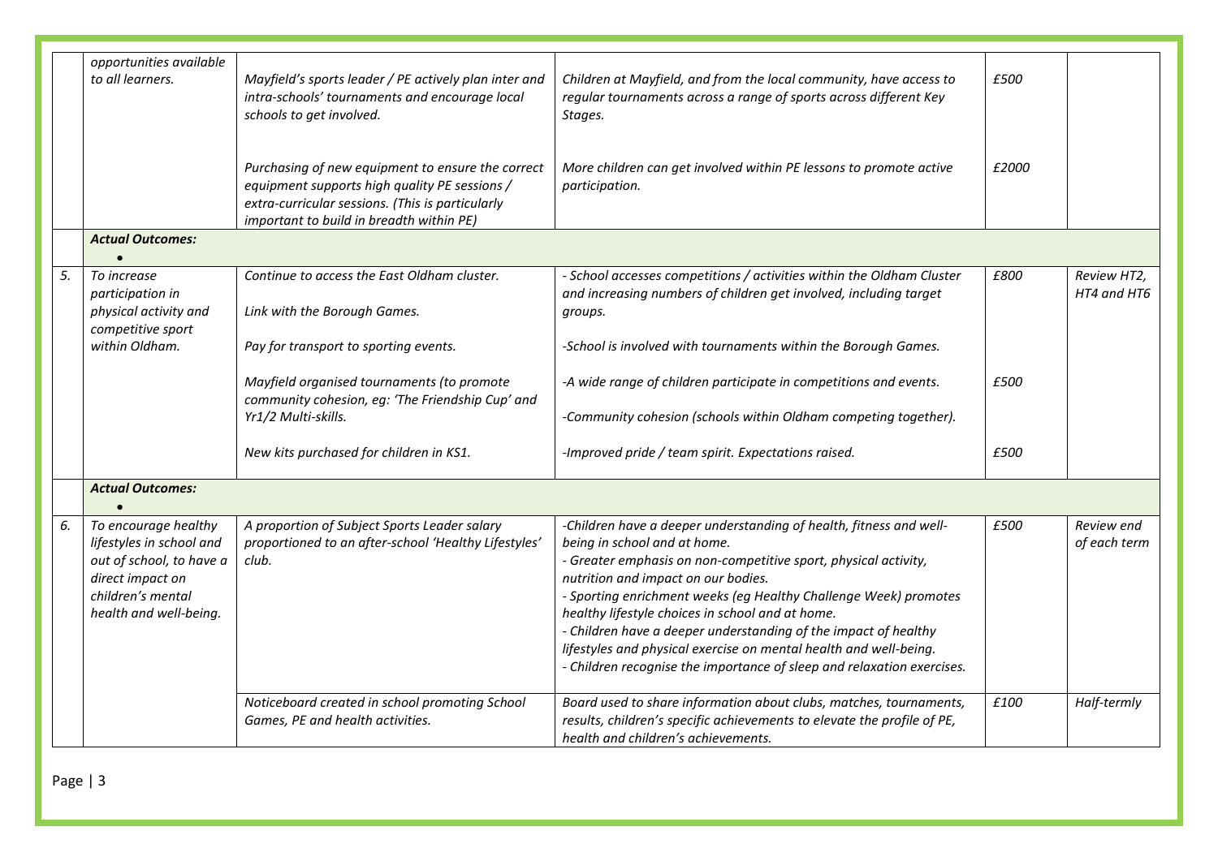| | | | | | |
|---|---|---|---|---|---|
| | *opportunities available to all learners.* | *Mayfield's sports leader / PE actively plan inter and intra-schools' tournaments and encourage local schools to get involved.* | *Children at Mayfield, and from the local community, have access to regular tournaments across a range of sports across different Key Stages.* | *£500* | |
| | | *Purchasing of new equipment to ensure the correct equipment supports high quality PE sessions / extra-curricular sessions. (This is particularly important to build in breadth within PE)* | *More children can get involved within PE lessons to promote active participation.* | *£2000* | |
| | ***Actual Outcomes:*** • | | | | |
| *5.* | *To increase participation in physical activity and competitive sport within Oldham.* | *Continue to access the East Oldham cluster.* <br> *Link with the Borough Games.* <br> *Pay for transport to sporting events.* | *- School accesses competitions / activities within the Oldham Cluster and increasing numbers of children get involved, including target groups.* <br> *-School is involved with tournaments within the Borough Games.* | *£800* | *Review HT2, HT4 and HT6* |
| | | *Mayfield organised tournaments (to promote community cohesion, eg: 'The Friendship Cup' and Yr1/2 Multi-skills.* | *-A wide range of children participate in competitions and events.* <br> *-Community cohesion (schools within Oldham competing together).* | *£500* | |
| | | *New kits purchased for children in KS1.* | *-Improved pride / team spirit. Expectations raised.* | *£500* | |
| | ***Actual Outcomes:*** • | | | | |
| *6.* | *To encourage healthy lifestyles in school and out of school, to have a direct impact on children's mental health and well-being.* | *A proportion of Subject Sports Leader salary proportioned to an after-school 'Healthy Lifestyles' club.* | *-Children have a deeper understanding of health, fitness and well-being in school and at home.* <br> *- Greater emphasis on non-competitive sport, physical activity, nutrition and impact on our bodies.* <br> *- Sporting enrichment weeks (eg Healthy Challenge Week) promotes healthy lifestyle choices in school and at home.* <br> *- Children have a deeper understanding of the impact of healthy lifestyles and physical exercise on mental health and well-being.* <br> *- Children recognise the importance of sleep and relaxation exercises.* | *£500* | *Review end of each term* |
| | | *Noticeboard created in school promoting School Games, PE and health activities.* | *Board used to share information about clubs, matches, tournaments, results, children's specific achievements to elevate the profile of PE, health and children's achievements.* | *£100* | *Half-termly* |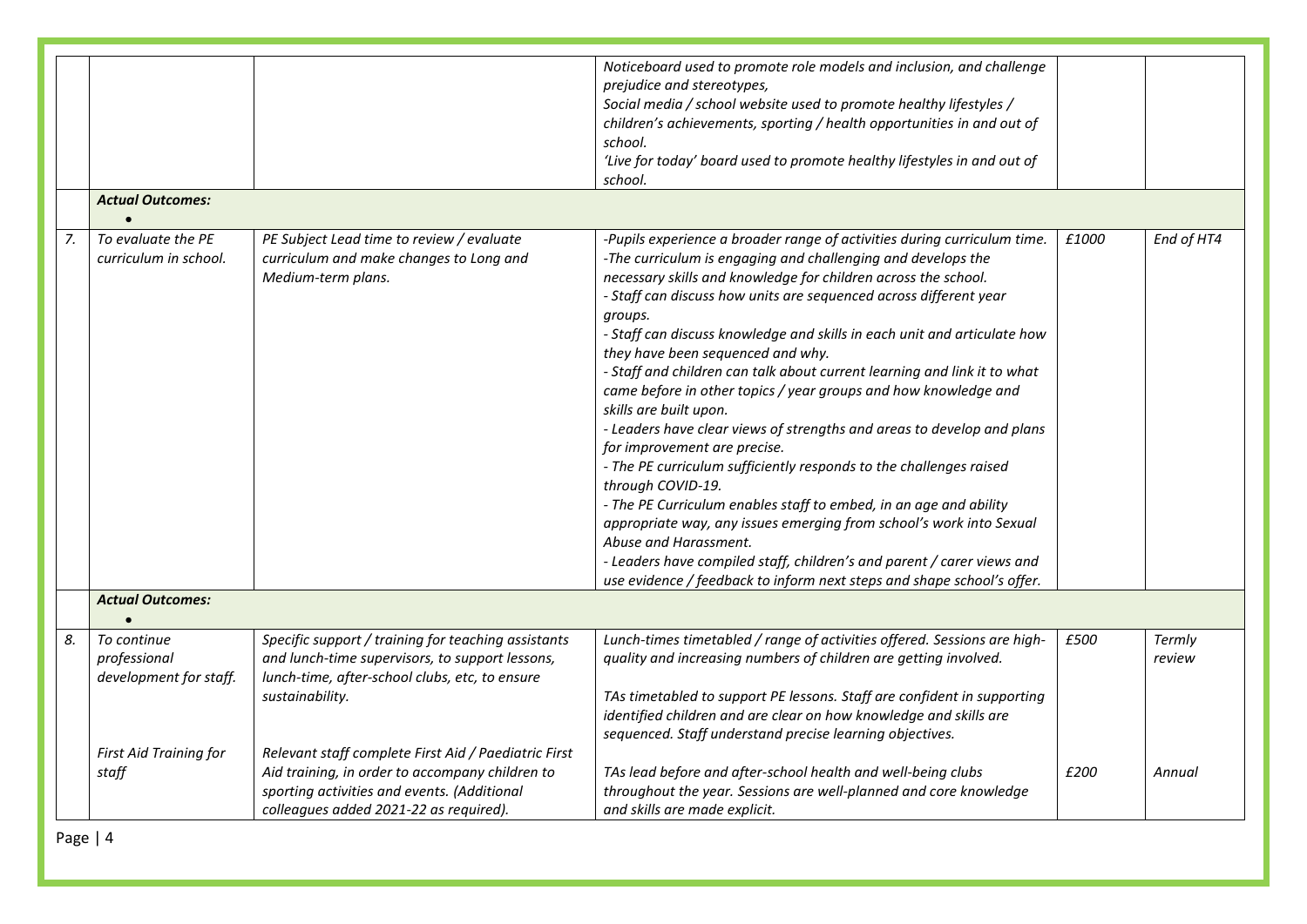| | | | | | |
|---|---|---|---|---|---|
| | | | *Noticeboard used to promote role models and inclusion, and challenge prejudice and stereotypes,*<br>*Social media / school website used to promote healthy lifestyles / children's achievements, sporting / health opportunities in and out of school.*<br>*'Live for today' board used to promote healthy lifestyles in and out of school.* | | |
| | ***Actual Outcomes:***<br>• | | | | |
| *7.* | *To evaluate the PE curriculum in school.* | *PE Subject Lead time to review / evaluate curriculum and make changes to Long and Medium-term plans.* | *-Pupils experience a broader range of activities during curriculum time.*<br>*-The curriculum is engaging and challenging and develops the necessary skills and knowledge for children across the school.*<br>*- Staff can discuss how units are sequenced across different year groups.*<br>*- Staff can discuss knowledge and skills in each unit and articulate how they have been sequenced and why.*<br>*- Staff and children can talk about current learning and link it to what came before in other topics / year groups and how knowledge and skills are built upon.*<br>*- Leaders have clear views of strengths and areas to develop and plans for improvement are precise.*<br>*- The PE curriculum sufficiently responds to the challenges raised through COVID-19.*<br>*- The PE Curriculum enables staff to embed, in an age and ability appropriate way, any issues emerging from school's work into Sexual Abuse and Harassment.*<br>*- Leaders have compiled staff, children's and parent / carer views and use evidence / feedback to inform next steps and shape school's offer.* | *£1000* | *End of HT4* |
| | ***Actual Outcomes:***<br>• | | | | |
| *8.* | *To continue professional development for staff.*<br><br>*First Aid Training for staff* | *Specific support / training for teaching assistants and lunch-time supervisors, to support lessons, lunch-time, after-school clubs, etc, to ensure sustainability.*<br><br>*Relevant staff complete First Aid / Paediatric First Aid training, in order to accompany children to sporting activities and events. (Additional colleagues added 2021-22 as required).* | *Lunch-times timetabled / range of activities offered. Sessions are high-quality and increasing numbers of children are getting involved.*<br><br>*TAs timetabled to support PE lessons. Staff are confident in supporting identified children and are clear on how knowledge and skills are sequenced. Staff understand precise learning objectives.*<br><br>*TAs lead before and after-school health and well-being clubs throughout the year. Sessions are well-planned and core knowledge and skills are made explicit.* | *£500*<br><br>*£200* | *Termly review*<br><br>*Annual* |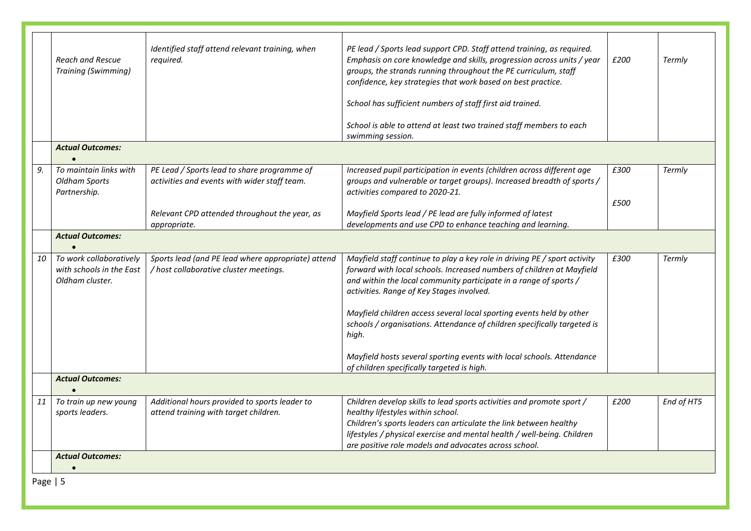| | | | | | |
|---|---|---|---|---|---|
| | *Reach and Rescue Training (Swimming)* | *Identified staff attend relevant training, when required.* | *PE lead / Sports lead support CPD. Staff attend training, as required. Emphasis on core knowledge and skills, progression across units / year groups, the strands running throughout the PE curriculum, staff confidence, key strategies that work based on best practice.*<br><br>*School has sufficient numbers of staff first aid trained.*<br><br>*School is able to attend at least two trained staff members to each swimming session.* | *£200* | *Termly* |
| | ***Actual Outcomes:***<br>• | | | | |
| *9.* | *To maintain links with Oldham Sports Partnership.* | *PE Lead / Sports lead to share programme of activities and events with wider staff team.*<br><br>*Relevant CPD attended throughout the year, as appropriate.* | *Increased pupil participation in events (children across different age groups and vulnerable or target groups). Increased breadth of sports / activities compared to 2020-21.*<br><br>*Mayfield Sports lead / PE lead are fully informed of latest developments and use CPD to enhance teaching and learning.* | *£300*<br><br>*£500* | *Termly* |
| | ***Actual Outcomes:***<br>• | | | | |
| *10* | *To work collaboratively with schools in the East Oldham cluster.* | *Sports lead (and PE lead where appropriate) attend / host collaborative cluster meetings.* | *Mayfield staff continue to play a key role in driving PE / sport activity forward with local schools. Increased numbers of children at Mayfield and within the local community participate in a range of sports / activities. Range of Key Stages involved.*<br><br>*Mayfield children access several local sporting events held by other schools / organisations. Attendance of children specifically targeted is high.*<br><br>*Mayfield hosts several sporting events with local schools. Attendance of children specifically targeted is high.* | *£300* | *Termly* |
| | ***Actual Outcomes:***<br>• | | | | |
| *11* | *To train up new young sports leaders.* | *Additional hours provided to sports leader to attend training with target children.* | *Children develop skills to lead sports activities and promote sport / healthy lifestyles within school.*<br>*Children's sports leaders can articulate the link between healthy lifestyles / physical exercise and mental health / well-being. Children are positive role models and advocates across school.* | *£200* | *End of HT5* |
| | ***Actual Outcomes:***<br>• | | | | |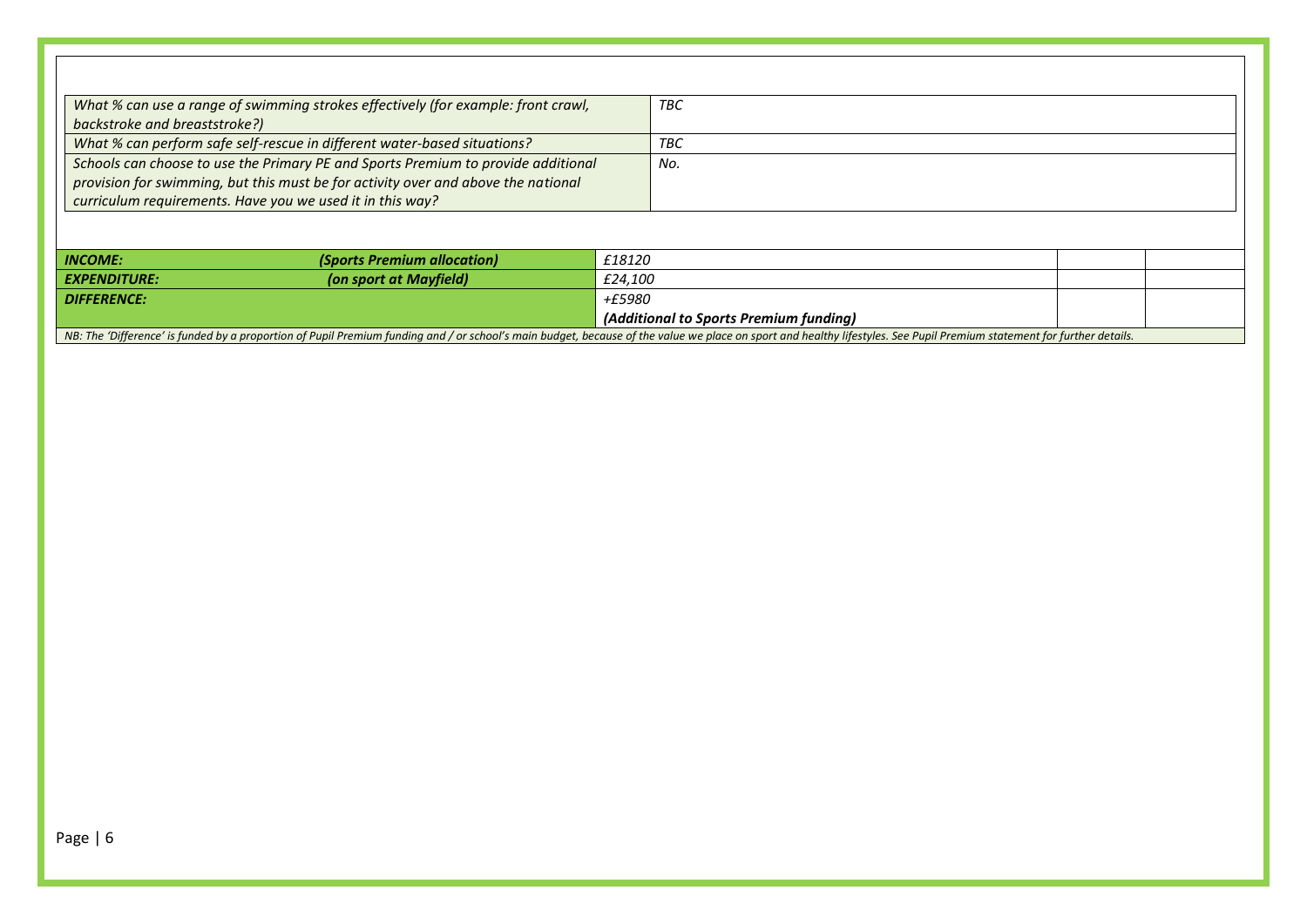| | |
|---|---|
| *What % can use a range of swimming strokes effectively (for example: front crawl, backstroke and breaststroke?)* | *TBC* |
| *What % can perform safe self-rescue in different water-based situations?* | *TBC* |
| *Schools can choose to use the Primary PE and Sports Premium to provide additional provision for swimming, but this must be for activity over and above the national curriculum requirements. Have you we used it in this way?* | *No.* |

| | | | | |
|---|---|---|---|---|
| ***INCOME:*** | ***(Sports Premium allocation)*** | *£18120* | | |
| ***EXPENDITURE:*** | ***(on sport at Mayfield)*** | *£24,100* | | |
| ***DIFFERENCE:*** | | *+£5980* ***(Additional to Sports Premium funding)*** | | |

*NB: The 'Difference' is funded by a proportion of Pupil Premium funding and / or school's main budget, because of the value we place on sport and healthy lifestyles. See Pupil Premium statement for further details.*